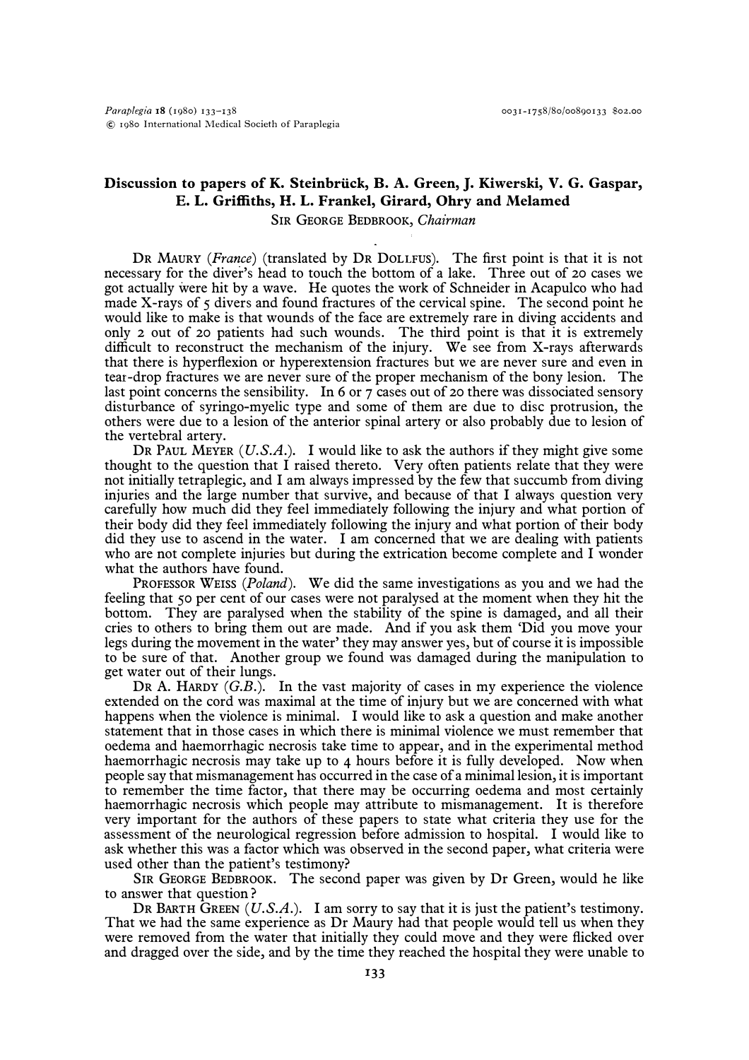# Discussion to papers of K. Steinbrück, B. A. Green, J. Kiwerski, V. G. Gaspar, E. L. Griffiths, H. L. Frankel, Girard, Ohry and Melamed

SIR GEORGE BEDBROOK, *Chairman*

DR MAURY (*France*) (translated by DR DOLLFUS). The first point is that it is not necessary for the diver's head to touch the bottom of a lake. Three out of 20 cases we got actually were hit by a wave. He quotes the work of Schneider in Acapulco who had made X-rays of 5 divers and found fractures of the cervical spine. The second point he would like to make is that wounds of the face are extremely rare in diving accidents and only 2 out of 20 patients had such wounds. The third point is that it is extremely difficult to reconstruct the mechanism of the injury. We see from X-rays afterwards that there is hyperflexion or hyperextension fractures but we are never sure and even in tear-drop fractures we are never sure of the proper mechanism of the bony lesion. The last point concerns the sensibility. In 6 or 7 cases out of 20 there was dissociated sensory disturbance of syringo-myelic type and some of them are due to disc protrusion, the others were due to a lesion of the anterior spinal artery or also probably due to lesion of the vertebral artery.

DR PAUL MEYER (*U.S.A.*). I would like to ask the authors if they might give some thought to the question that I raised thereto. Very often patients relate that they were not initially tetraplegic, and I am always impressed by the few that succumb from diving injuries and the large number that survive, and because of that I always question very carefully how much did they feel immediately following the injury and what portion of their body did they feel immediately following the injury and what portion of their body did they use to ascend in the water. I am concerned that we are dealing with patients who are not complete injuries but during the extrication become complete and I wonder what the authors have found.

PROFESSOR WEISS (*Poland*). We did the same investigations as you and we had the feeling that 50 per cent of our cases were not paralysed at the moment when they hit the bottom. They are paralysed when the stability of the spine is damaged, and all their cries to others to bring them out are made. And if you ask them 'Did you move your legs during the movement in the water' they may answer yes, but of course it is impossible to be sure of that. Another group we found was damaged during the manipulation to get water out of their lungs.

DR A. HARDY (*G.B.*). In the vast majority of cases in my experience the violence extended on the cord was maximal at the time of injury but we are concerned with what happens when the violence is minimal. I would like to ask a question and make another statement that in those cases in which there is minimal violence we must remember that oedema and haemorrhagic necrosis take time to appear, and in the experimental method haemorrhagic necrosis may take up to 4 hours before it is fully developed. Now when people say that mismanagement has occurred in the case of a minimal lesion, it is important to remember the time factor, that there may be occurring oedema and most certainly haemorrhagic necrosis which people may attribute to mismanagement. It is therefore very important for the authors of these papers to state what criteria they use for the assessment of the neurological regression before admission to hospital. I would like to ask whether this was a factor which was observed in the second paper, what criteria were used other than the patient's testimony?

SIR GEORGE BEDBROOK. The second paper was given by Dr Green, would he like to answer that question?

DR BARTH GREEN (*U.S.A.*). I am sorry to say that it is just the patient's testimony. That we had the same experience as Dr Maury had that people would tell us when they were removed from the water that initially they could move and they were flicked over and dragged over the side, and by the time they reached the hospital they were unable to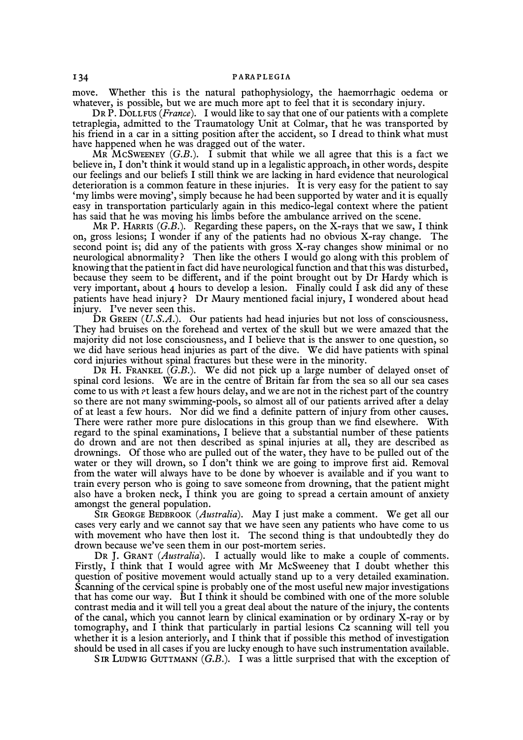move. Whether this is the natural pathophysiology, the haemorrhagic oedema or whatever, is possible, but we are much more apt to feel that it is secondary injury.

DR P. DOLLFUS (*France*). I would like to say that one of our patients with a complete tetraplegia, admitted to the Traumatology Unit at Colmar, that he was transported by his friend in a car in a sitting position after the accident, so I dread to think what must have happened when he was dragged out of the water.

MR MCSWEENEY (*G.B.*). I submit that while we all agree that this is a fact we believe in, I don't think it would stand up in a legalistic approach, in other words, despite our feelings and our beliefs I still think we are lacking in hard evidence that neurological deterioration is a common feature in these injuries. It is very easy for the patient to say 'my limbs were moving', simply because he had been supported by water and it is equally easy in transportation particularly again in this medico-legal context where the patient has said that he was moving his limbs before the ambulance arrived on the scene.

MR P. HARRIS (*G.B.*). Regarding these papers, on the X-rays that we saw, I think on, gross lesions; I wonder if any of the patients had no obvious X-ray change. The second point is; did any of the patients with gross X-ray changes show minimal or no neurological abnormality? Then like the others I would go along with this problem of knowing that the patient in fact did have neurological function and that this was disturbed, because they seem to be different, and if the point brought out by Dr Hardy which is very important, about 4 hours to develop a lesion. Finally could I ask did any of these patients have head injury? Dr Maury mentioned facial injury, I wondered about head injury. I've never seen this.

DR GREEN (*U.S.A.*). Our patients had head injuries but not loss of consciousness. They had bruises on the forehead and vertex of the skull but we were amazed that the majority did not lose consciousness, and I believe that is the answer to one question, so we did have serious head injuries as part of the dive. We did have patients with spinal cord injuries without spinal fractures but these were in the minority.

DR H. FRANKEL (*G.B.*). We did not pick up a large number of delayed onset of spinal cord lesions. We are in the centre of Britain far from the sea so all our sea cases come to us with at least a few hours delay, and we are not in the richest part of the country so there are not many swimming-pools, so almost all of our patients arrived after a delay of at least a few hours. Nor did we find a definite pattern of injury from other causes. There were rather more pure dislocations in this group than we find elsewhere. With regard to the spinal examinations, I believe that a substantial number of these patients do drown and are not then described as spinal injuries at all, they are described as drownings. Of those who are pulled out of the water, they have to be pulled out of the water or they will drown, so I don't think we are going to improve first aid. Removal from the water will always have to be done by whoever is available and if you want to train every person who is going to save someone from drowning, that the patient might also have a broken neck, I think you are going to spread a certain amount of anxiety amongst the general population.

SIR GEORGE BEDBROOK (*Australia*). May I just make a comment. We get all our cases very early and we cannot say that we have seen any patients who have come to us with movement who have then lost it. The second thing is that undoubtedly they do drown because we've seen them in our post-mortem series.

DR J. GRANT (*Australia*). I actually would like to make a couple of comments. Firstly, I think that I would agree with Mr McSweeney that I doubt whether this question of positive movement would actually stand up to a very detailed examination. Scanning of the cervical spine is probably one of the most useful new major investigations that has come our way. But I think it should be combined with one of the more soluble contrast media and it will tell you a great deal about the nature of the injury, the contents of the canal, which you cannot learn by clinical examination or by ordinary X-ray or by tomography, and I think that particularly in partial lesions C2 scanning will tell you whether it is a lesion anteriorly, and I think that if possible this method of investigation should be used in all cases if you are lucky enough to have such instrumentation available.

SIR LUDWIG GUTTMANN (*G.B.*). I was a little surprised that with the exception of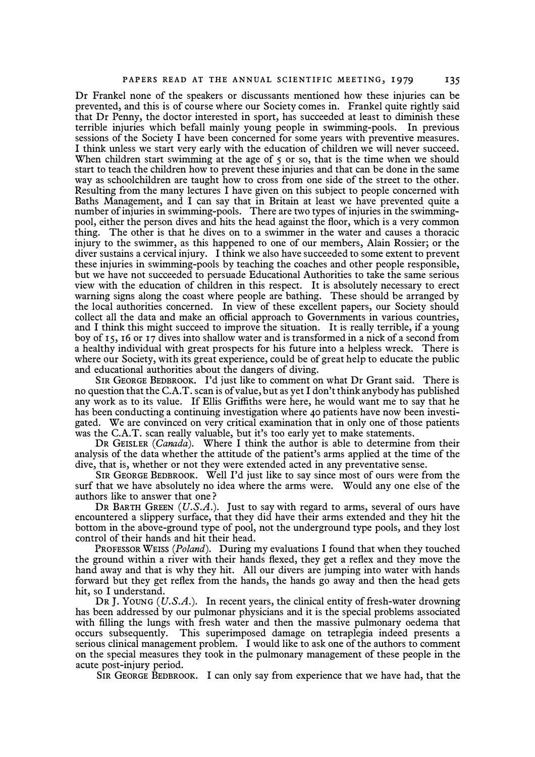Dr Frankel none of the speakers or discussants mentioned how these injuries can be prevented, and this is of course where our Society comes in. Frankel quite rightly said that Dr Penny, the doctor interested in sport, has succeeded at least to diminish these terrible injuries which befall mainly young people in swimming-pools. In previous sessions of the Society I have been concerned for some years with preventive measures. I think unless we start very early with the education of children we will never succeed. When children start swimming at the age of 5 or so, that is the time when we should start to teach the children how to prevent these injuries and that can be done in the same way as schoolchildren are taught how to cross from one side of the street to the other. Resulting from the many lectures I have given on this subject to people concerned with Baths Management, and I can say that in Britain at least we have prevented quite a number of injuries in swimming-pools. There are two types of injuries in the swimming-pool, either the person dives and hits the head against the floor, which is a very common thing. The other is that he dives on to a swimmer in the water and causes a thoracic injury to the swimmer, as this happened to one of our members, Alain Rossier; or the diver sustains a cervical injury. I think we also have succeeded to some extent to prevent these injuries in swimming-pools by teaching the coaches and other people responsible, but we have not succeeded to persuade Educational Authorities to take the same serious view with the education of children in this respect. It is absolutely necessary to erect warning signs along the coast where people are bathing. These should be arranged by the local authorities concerned. In view of these excellent papers, our Society should collect all the data and make an official approach to Governments in various countries, and I think this might succeed to improve the situation. It is really terrible, if a young boy of 15, 16 or 17 dives into shallow water and is transformed in a nick of a second from a healthy individual with great prospects for his future into a helpless wreck. There is where our Society, with its great experience, could be of great help to educate the public and educational authorities about the dangers of diving.

Sir George Bedbrook. I'd just like to comment on what Dr Grant said. There is no question that the C.A.T. scan is of value, but as yet I don't think anybody has published any work as to its value. If Ellis Griffiths were here, he would want me to say that he has been conducting a continuing investigation where 40 patients have now been investigated. We are convinced on very critical examination that in only one of those patients was the C.A.T. scan really valuable, but it's too early yet to make statements.

Dr Geisler (*Canada*). Where I think the author is able to determine from their analysis of the data whether the attitude of the patient's arms applied at the time of the dive, that is, whether or not they were extended acted in any preventative sense.

Sir George Bedbrook. Well I'd just like to say since most of ours were from the surf that we have absolutely no idea where the arms were. Would any one else of the authors like to answer that one?

Dr Barth Green (*U.S.A.*). Just to say with regard to arms, several of ours have encountered a slippery surface, that they did have their arms extended and they hit the bottom in the above-ground type of pool, not the underground type pools, and they lost control of their hands and hit their head.

Professor Weiss (*Poland*). During my evaluations I found that when they touched the ground within a river with their hands flexed, they get a reflex and they move the hand away and that is why they hit. All our divers are jumping into water with hands forward but they get reflex from the hands, the hands go away and then the head gets hit, so I understand.

Dr J. Young (*U.S.A.*). In recent years, the clinical entity of fresh-water drowning has been addressed by our pulmonar physicians and it is the special problems associated with filling the lungs with fresh water and then the massive pulmonary oedema that occurs subsequently. This superimposed damage on tetraplegia indeed presents a serious clinical management problem. I would like to ask one of the authors to comment on the special measures they took in the pulmonary management of these people in the acute post-injury period.

Sir George Bedbrook. I can only say from experience that we have had, that the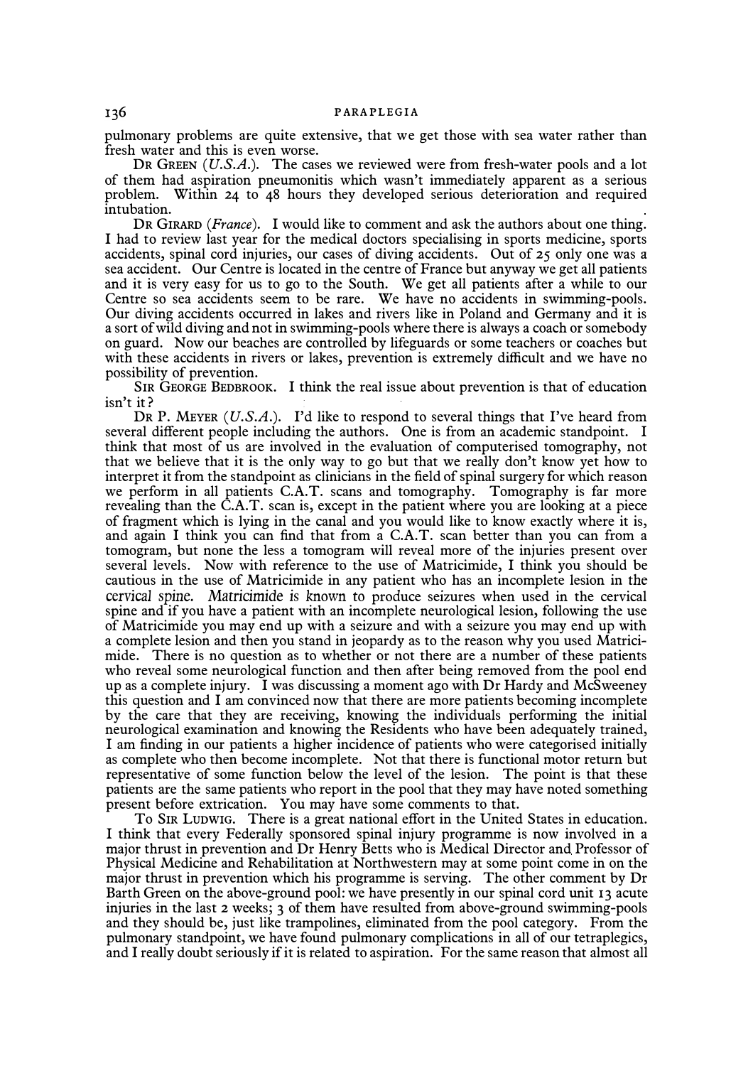pulmonary problems are quite extensive, that we get those with sea water rather than fresh water and this is even worse.

Dr Green (*U.S.A.*). The cases we reviewed were from fresh-water pools and a lot of them had aspiration pneumonitis which wasn't immediately apparent as a serious problem. Within 24 to 48 hours they developed serious deterioration and required intubation.

Dr Girard (*France*). I would like to comment and ask the authors about one thing. I had to review last year for the medical doctors specialising in sports medicine, sports accidents, spinal cord injuries, our cases of diving accidents. Out of 25 only one was a sea accident. Our Centre is located in the centre of France but anyway we get all patients and it is very easy for us to go to the South. We get all patients after a while to our Centre so sea accidents seem to be rare. We have no accidents in swimming-pools. Our diving accidents occurred in lakes and rivers like in Poland and Germany and it is a sort of wild diving and not in swimming-pools where there is always a coach or somebody on guard. Now our beaches are controlled by lifeguards or some teachers or coaches but with these accidents in rivers or lakes, prevention is extremely difficult and we have no possibility of prevention.

Sir George Bedbrook. I think the real issue about prevention is that of education isn't it?

Dr P. Meyer (*U.S.A.*). I'd like to respond to several things that I've heard from several different people including the authors. One is from an academic standpoint. I think that most of us are involved in the evaluation of computerised tomography, not that we believe that it is the only way to go but that we really don't know yet how to interpret it from the standpoint as clinicians in the field of spinal surgery for which reason we perform in all patients C.A.T. scans and tomography. Tomography is far more revealing than the C.A.T. scan is, except in the patient where you are looking at a piece of fragment which is lying in the canal and you would like to know exactly where it is, and again I think you can find that from a C.A.T. scan better than you can from a tomogram, but none the less a tomogram will reveal more of the injuries present over several levels. Now with reference to the use of Matricimide, I think you should be cautious in the use of Matricimide in any patient who has an incomplete lesion in the cervical spine. Matricimide is known to produce seizures when used in the cervical spine and if you have a patient with an incomplete neurological lesion, following the use of Matricimide you may end up with a seizure and with a seizure you may end up with a complete lesion and then you stand in jeopardy as to the reason why you used Matricimide. There is no question as to whether or not there are a number of these patients who reveal some neurological function and then after being removed from the pool end up as a complete injury. I was discussing a moment ago with Dr Hardy and McSweeney this question and I am convinced now that there are more patients becoming incomplete by the care that they are receiving, knowing the individuals performing the initial neurological examination and knowing the Residents who have been adequately trained, I am finding in our patients a higher incidence of patients who were categorised initially as complete who then become incomplete. Not that there is functional motor return but representative of some function below the level of the lesion. The point is that these patients are the same patients who report in the pool that they may have noted something present before extrication. You may have some comments to that.

To Sir Ludwig. There is a great national effort in the United States in education. I think that every Federally sponsored spinal injury programme is now involved in a major thrust in prevention and Dr Henry Betts who is Medical Director and Professor of Physical Medicine and Rehabilitation at Northwestern may at some point come in on the major thrust in prevention which his programme is serving. The other comment by Dr Barth Green on the above-ground pool: we have presently in our spinal cord unit 13 acute injuries in the last 2 weeks; 3 of them have resulted from above-ground swimming-pools and they should be, just like trampolines, eliminated from the pool category. From the pulmonary standpoint, we have found pulmonary complications in all of our tetraplegics, and I really doubt seriously if it is related to aspiration. For the same reason that almost all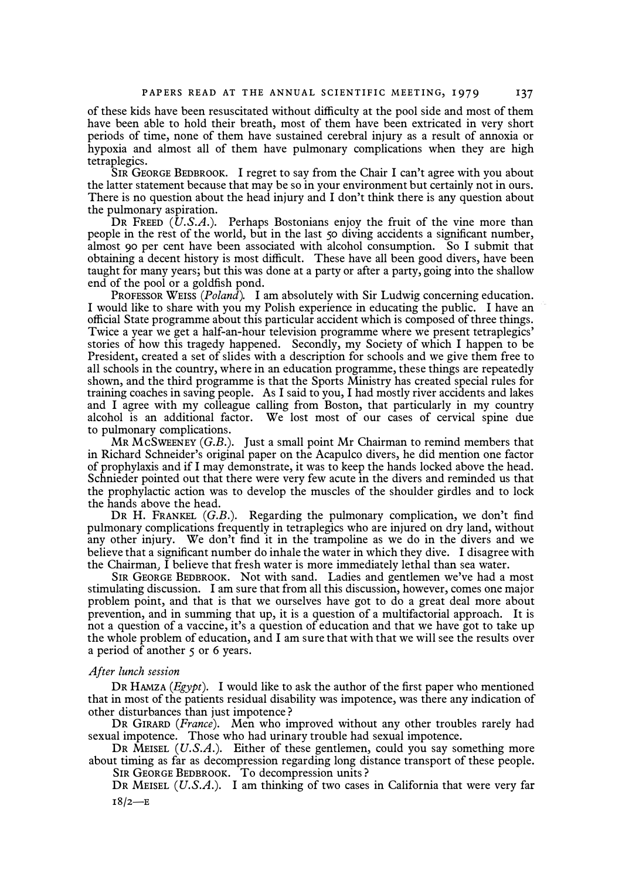of these kids have been resuscitated without difficulty at the pool side and most of them have been able to hold their breath, most of them have been extricated in very short periods of time, none of them have sustained cerebral injury as a result of annoxia or hypoxia and almost all of them have pulmonary complications when they are high tetraplegics.

SIR GEORGE BEDBROOK. I regret to say from the Chair I can't agree with you about the latter statement because that may be so in your environment but certainly not in ours. There is no question about the head injury and I don't think there is any question about the pulmonary aspiration.

DR FREED (*U.S.A.*). Perhaps Bostonians enjoy the fruit of the vine more than people in the rest of the world, but in the last 50 diving accidents a significant number, almost 90 per cent have been associated with alcohol consumption. So I submit that obtaining a decent history is most difficult. These have all been good divers, have been taught for many years; but this was done at a party or after a party, going into the shallow end of the pool or a goldfish pond.

PROFESSOR WEISS (*Poland*). I am absolutely with Sir Ludwig concerning education. I would like to share with you my Polish experience in educating the public. I have an official State programme about this particular accident which is composed of three things. Twice a year we get a half-an-hour television programme where we present tetraplegics' stories of how this tragedy happened. Secondly, my Society of which I happen to be President, created a set of slides with a description for schools and we give them free to all schools in the country, where in an education programme, these things are repeatedly shown, and the third programme is that the Sports Ministry has created special rules for training coaches in saving people. As I said to you, I had mostly river accidents and lakes and I agree with my colleague calling from Boston, that particularly in my country alcohol is an additional factor. We lost most of our cases of cervical spine due to pulmonary complications.

MR MCSWEENEY (*G.B.*). Just a small point Mr Chairman to remind members that in Richard Schneider's original paper on the Acapulco divers, he did mention one factor of prophylaxis and if I may demonstrate, it was to keep the hands locked above the head. Schnieder pointed out that there were very few acute in the divers and reminded us that the prophylactic action was to develop the muscles of the shoulder girdles and to lock the hands above the head.

DR H. FRANKEL (*G.B.*). Regarding the pulmonary complication, we don't find pulmonary complications frequently in tetraplegics who are injured on dry land, without any other injury. We don't find it in the trampoline as we do in the divers and we believe that a significant number do inhale the water in which they dive. I disagree with the Chairman, I believe that fresh water is more immediately lethal than sea water.

SIR GEORGE BEDBROOK. Not with sand. Ladies and gentlemen we've had a most stimulating discussion. I am sure that from all this discussion, however, comes one major problem point, and that is that we ourselves have got to do a great deal more about prevention, and in summing that up, it is a question of a multifactorial approach. It is not a question of a vaccine, it's a question of education and that we have got to take up the whole problem of education, and I am sure that with that we will see the results over a period of another 5 or 6 years.

*After lunch session*

DR HAMZA (*Egypt*). I would like to ask the author of the first paper who mentioned that in most of the patients residual disability was impotence, was there any indication of other disturbances than just impotence?

DR GIRARD (*France*). Men who improved without any other troubles rarely had sexual impotence. Those who had urinary trouble had sexual impotence.

DR MEISEL (*U.S.A.*). Either of these gentlemen, could you say something more about timing as far as decompression regarding long distance transport of these people.

SIR GEORGE BEDBROOK. To decompression units?

DR MEISEL (*U.S.A.*). I am thinking of two cases in California that were very far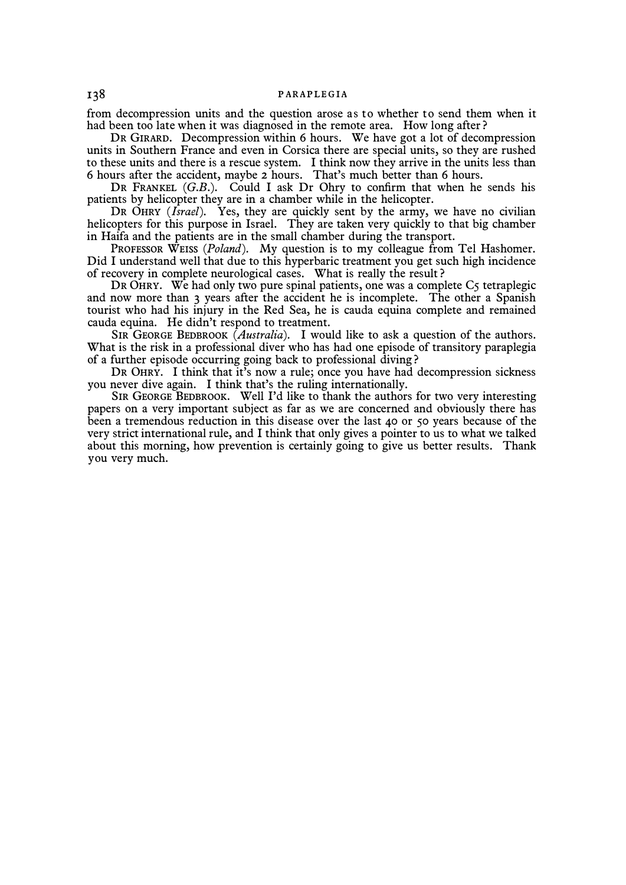from decompression units and the question arose as to whether to send them when it had been too late when it was diagnosed in the remote area. How long after?

DR GIRARD. Decompression within 6 hours. We have got a lot of decompression units in Southern France and even in Corsica there are special units, so they are rushed to these units and there is a rescue system. I think now they arrive in the units less than 6 hours after the accident, maybe 2 hours. That's much better than 6 hours.

DR FRANKEL (*G.B.*). Could I ask Dr Ohry to confirm that when he sends his patients by helicopter they are in a chamber while in the helicopter.

DR OHRY (*Israel*). Yes, they are quickly sent by the army, we have no civilian helicopters for this purpose in Israel. They are taken very quickly to that big chamber in Haifa and the patients are in the small chamber during the transport.

PROFESSOR WEISS (*Poland*). My question is to my colleague from Tel Hashomer. Did I understand well that due to this hyperbaric treatment you get such high incidence of recovery in complete neurological cases. What is really the result?

DR OHRY. We had only two pure spinal patients, one was a complete C5 tetraplegic and now more than 3 years after the accident he is incomplete. The other a Spanish tourist who had his injury in the Red Sea, he is cauda equina complete and remained cauda equina. He didn't respond to treatment.

SIR GEORGE BEDBROOK (*Australia*). I would like to ask a question of the authors. What is the risk in a professional diver who has had one episode of transitory paraplegia of a further episode occurring going back to professional diving?

DR OHRY. I think that it's now a rule; once you have had decompression sickness you never dive again. I think that's the ruling internationally.

SIR GEORGE BEDBROOK. Well I'd like to thank the authors for two very interesting papers on a very important subject as far as we are concerned and obviously there has been a tremendous reduction in this disease over the last 40 or 50 years because of the very strict international rule, and I think that only gives a pointer to us to what we talked about this morning, how prevention is certainly going to give us better results. Thank you very much.